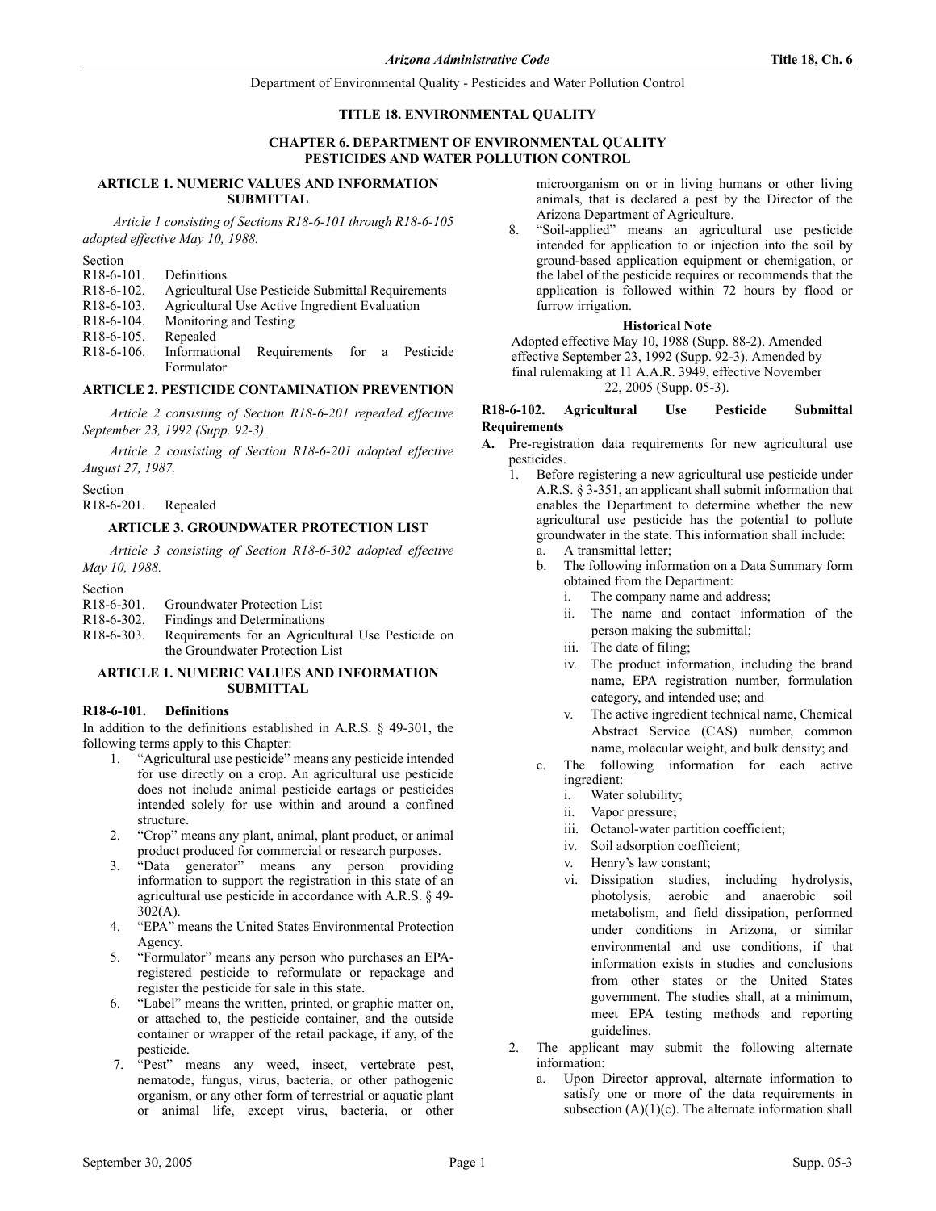# TITLE 18. ENVIRONMENTAL QUALITY

## CHAPTER 6. DEPARTMENT OF ENVIRONMENTAL QUALITY PESTICIDES AND WATER POLLUTION CONTROL

### ARTICLE 1. NUMERIC VALUES AND INFORMATION SUBMITTAL

*Article 1 consisting of Sections R18-6-101 through R18-6-105 adopted effective May 10, 1988.*

Section
R18-6-101. Definitions
R18-6-102. Agricultural Use Pesticide Submittal Requirements
R18-6-103. Agricultural Use Active Ingredient Evaluation
R18-6-104. Monitoring and Testing
R18-6-105. Repealed
R18-6-106. Informational Requirements for a Pesticide Formulator

### ARTICLE 2. PESTICIDE CONTAMINATION PREVENTION

*Article 2 consisting of Section R18-6-201 repealed effective September 23, 1992 (Supp. 92-3).*

*Article 2 consisting of Section R18-6-201 adopted effective August 27, 1987.*

Section
R18-6-201. Repealed

### ARTICLE 3. GROUNDWATER PROTECTION LIST

*Article 3 consisting of Section R18-6-302 adopted effective May 10, 1988.*

Section
R18-6-301. Groundwater Protection List
R18-6-302. Findings and Determinations
R18-6-303. Requirements for an Agricultural Use Pesticide on the Groundwater Protection List

### ARTICLE 1. NUMERIC VALUES AND INFORMATION SUBMITTAL

#### R18-6-101. Definitions

In addition to the definitions established in A.R.S. § 49-301, the following terms apply to this Chapter:

1. "Agricultural use pesticide" means any pesticide intended for use directly on a crop. An agricultural use pesticide does not include animal pesticide eartags or pesticides intended solely for use within and around a confined structure.
2. "Crop" means any plant, animal, plant product, or animal product produced for commercial or research purposes.
3. "Data generator" means any person providing information to support the registration in this state of an agricultural use pesticide in accordance with A.R.S. § 49-302(A).
4. "EPA" means the United States Environmental Protection Agency.
5. "Formulator" means any person who purchases an EPA-registered pesticide to reformulate or repackage and register the pesticide for sale in this state.
6. "Label" means the written, printed, or graphic matter on, or attached to, the pesticide container, and the outside container or wrapper of the retail package, if any, of the pesticide.
7. "Pest" means any weed, insect, vertebrate pest, nematode, fungus, virus, bacteria, or other pathogenic organism, or any other form of terrestrial or aquatic plant or animal life, except virus, bacteria, or other microorganism on or in living humans or other living animals, that is declared a pest by the Director of the Arizona Department of Agriculture.
8. "Soil-applied" means an agricultural use pesticide intended for application to or injection into the soil by ground-based application equipment or chemigation, or the label of the pesticide requires or recommends that the application is followed within 72 hours by flood or furrow irrigation.

**Historical Note**

Adopted effective May 10, 1988 (Supp. 88-2). Amended effective September 23, 1992 (Supp. 92-3). Amended by final rulemaking at 11 A.A.R. 3949, effective November 22, 2005 (Supp. 05-3).

#### R18-6-102. Agricultural Use Pesticide Submittal Requirements

**A.** Pre-registration data requirements for new agricultural use pesticides.
   1. Before registering a new agricultural use pesticide under A.R.S. § 3-351, an applicant shall submit information that enables the Department to determine whether the new agricultural use pesticide has the potential to pollute groundwater in the state. This information shall include:
      a. A transmittal letter;
      b. The following information on a Data Summary form obtained from the Department:
         i. The company name and address;
         ii. The name and contact information of the person making the submittal;
         iii. The date of filing;
         iv. The product information, including the brand name, EPA registration number, formulation category, and intended use; and
         v. The active ingredient technical name, Chemical Abstract Service (CAS) number, common name, molecular weight, and bulk density; and
      c. The following information for each active ingredient:
         i. Water solubility;
         ii. Vapor pressure;
         iii. Octanol-water partition coefficient;
         iv. Soil adsorption coefficient;
         v. Henry's law constant;
         vi. Dissipation studies, including hydrolysis, photolysis, aerobic and anaerobic soil metabolism, and field dissipation, performed under conditions in Arizona, or similar environmental and use conditions, if that information exists in studies and conclusions from other states or the United States government. The studies shall, at a minimum, meet EPA testing methods and reporting guidelines.
   2. The applicant may submit the following alternate information:
      a. Upon Director approval, alternate information to satisfy one or more of the data requirements in subsection (A)(1)(c). The alternate information shall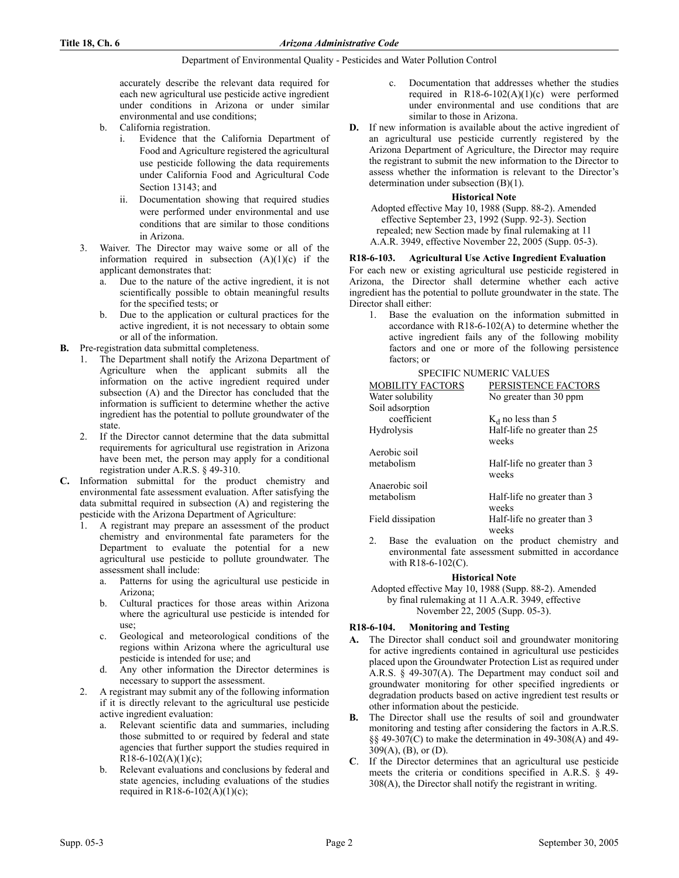accurately describe the relevant data required for each new agricultural use pesticide active ingredient under conditions in Arizona or under similar environmental and use conditions;

b. California registration.

   i. Evidence that the California Department of Food and Agriculture registered the agricultural use pesticide following the data requirements under California Food and Agricultural Code Section 13143; and

   ii. Documentation showing that required studies were performed under environmental and use conditions that are similar to those conditions in Arizona.

3. Waiver. The Director may waive some or all of the information required in subsection (A)(1)(c) if the applicant demonstrates that:

   a. Due to the nature of the active ingredient, it is not scientifically possible to obtain meaningful results for the specified tests; or

   b. Due to the application or cultural practices for the active ingredient, it is not necessary to obtain some or all of the information.

**B.** Pre-registration data submittal completeness.

1. The Department shall notify the Arizona Department of Agriculture when the applicant submits all the information on the active ingredient required under subsection (A) and the Director has concluded that the information is sufficient to determine whether the active ingredient has the potential to pollute groundwater of the state.

2. If the Director cannot determine that the data submittal requirements for agricultural use registration in Arizona have been met, the person may apply for a conditional registration under A.R.S. § 49-310.

**C.** Information submittal for the product chemistry and environmental fate assessment evaluation. After satisfying the data submittal required in subsection (A) and registering the pesticide with the Arizona Department of Agriculture:

1. A registrant may prepare an assessment of the product chemistry and environmental fate parameters for the Department to evaluate the potential for a new agricultural use pesticide to pollute groundwater. The assessment shall include:

   a. Patterns for using the agricultural use pesticide in Arizona;

   b. Cultural practices for those areas within Arizona where the agricultural use pesticide is intended for use;

   c. Geological and meteorological conditions of the regions within Arizona where the agricultural use pesticide is intended for use; and

   d. Any other information the Director determines is necessary to support the assessment.

2. A registrant may submit any of the following information if it is directly relevant to the agricultural use pesticide active ingredient evaluation:

   a. Relevant scientific data and summaries, including those submitted to or required by federal and state agencies that further support the studies required in R18-6-102(A)(1)(c);

   b. Relevant evaluations and conclusions by federal and state agencies, including evaluations of the studies required in R18-6-102(A)(1)(c);

   c. Documentation that addresses whether the studies required in R18-6-102(A)(1)(c) were performed under environmental and use conditions that are similar to those in Arizona.

**D.** If new information is available about the active ingredient of an agricultural use pesticide currently registered by the Arizona Department of Agriculture, the Director may require the registrant to submit the new information to the Director to assess whether the information is relevant to the Director's determination under subsection (B)(1).

**Historical Note**

Adopted effective May 10, 1988 (Supp. 88-2). Amended effective September 23, 1992 (Supp. 92-3). Section repealed; new Section made by final rulemaking at 11 A.A.R. 3949, effective November 22, 2005 (Supp. 05-3).

### R18-6-103. Agricultural Use Active Ingredient Evaluation

For each new or existing agricultural use pesticide registered in Arizona, the Director shall determine whether each active ingredient has the potential to pollute groundwater in the state. The Director shall either:

1. Base the evaluation on the information submitted in accordance with R18-6-102(A) to determine whether the active ingredient fails any of the following mobility factors and one or more of the following persistence factors; or

SPECIFIC NUMERIC VALUES

| MOBILITY FACTORS | PERSISTENCE FACTORS |
|---|---|
| Water solubility | No greater than 30 ppm |
| Soil adsorption coefficient | $K_d$ no less than 5 |
| Hydrolysis | Half-life no greater than 25 weeks |
| Aerobic soil metabolism | Half-life no greater than 3 weeks |
| Anaerobic soil metabolism | Half-life no greater than 3 weeks |
| Field dissipation | Half-life no greater than 3 weeks |

2. Base the evaluation on the product chemistry and environmental fate assessment submitted in accordance with R18-6-102(C).

**Historical Note**

Adopted effective May 10, 1988 (Supp. 88-2). Amended by final rulemaking at 11 A.A.R. 3949, effective November 22, 2005 (Supp. 05-3).

### R18-6-104. Monitoring and Testing

**A.** The Director shall conduct soil and groundwater monitoring for active ingredients contained in agricultural use pesticides placed upon the Groundwater Protection List as required under A.R.S. § 49-307(A). The Department may conduct soil and groundwater monitoring for other specified ingredients or degradation products based on active ingredient test results or other information about the pesticide.

**B.** The Director shall use the results of soil and groundwater monitoring and testing after considering the factors in A.R.S. §§ 49-307(C) to make the determination in 49-308(A) and 49-309(A), (B), or (D).

**C**. If the Director determines that an agricultural use pesticide meets the criteria or conditions specified in A.R.S. § 49-308(A), the Director shall notify the registrant in writing.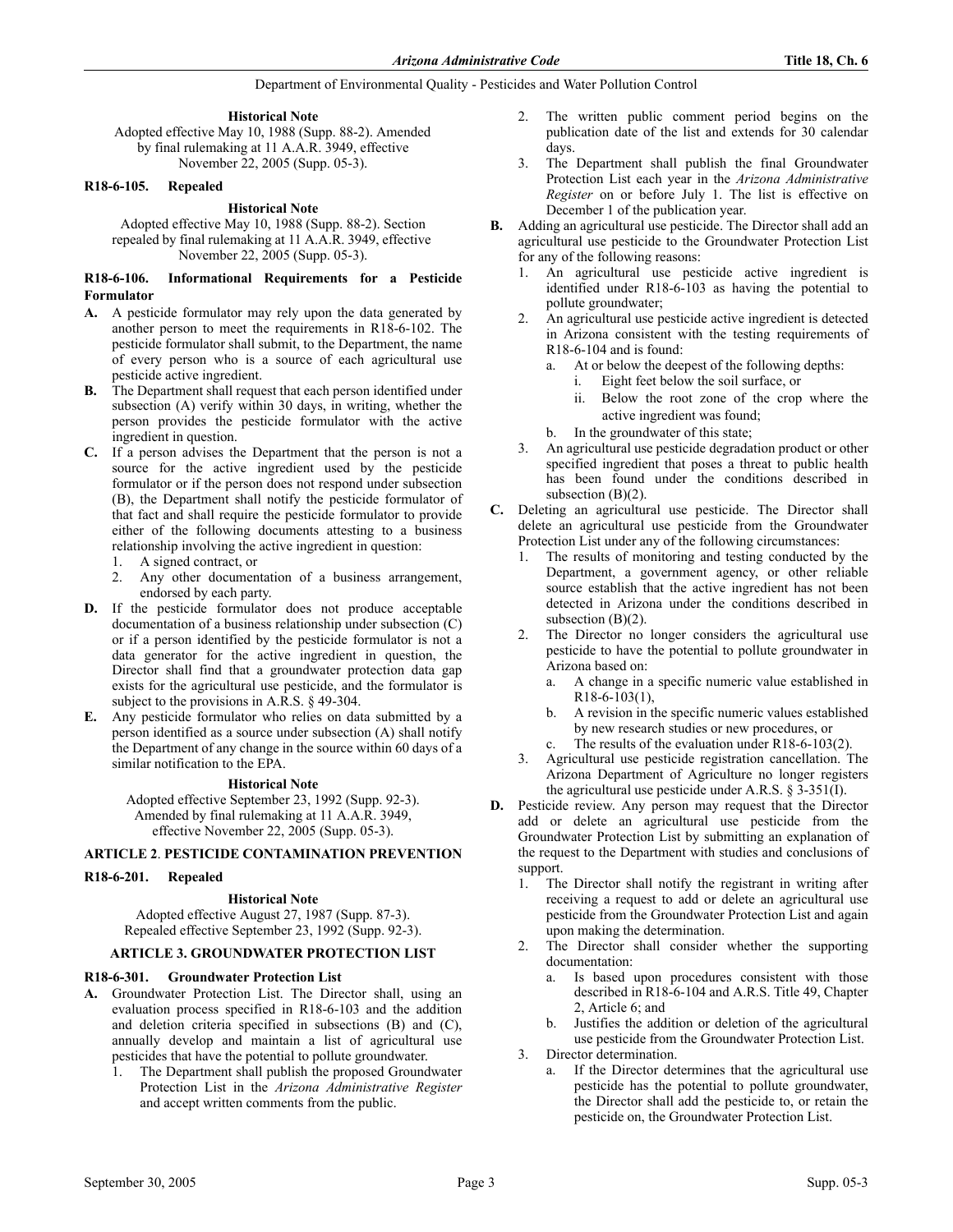**Historical Note**

Adopted effective May 10, 1988 (Supp. 88-2). Amended by final rulemaking at 11 A.A.R. 3949, effective November 22, 2005 (Supp. 05-3).

**R18-6-105. Repealed**

**Historical Note**

Adopted effective May 10, 1988 (Supp. 88-2). Section repealed by final rulemaking at 11 A.A.R. 3949, effective November 22, 2005 (Supp. 05-3).

**R18-6-106. Informational Requirements for a Pesticide Formulator**

**A.** A pesticide formulator may rely upon the data generated by another person to meet the requirements in R18-6-102. The pesticide formulator shall submit, to the Department, the name of every person who is a source of each agricultural use pesticide active ingredient.

**B.** The Department shall request that each person identified under subsection (A) verify within 30 days, in writing, whether the person provides the pesticide formulator with the active ingredient in question.

**C.** If a person advises the Department that the person is not a source for the active ingredient used by the pesticide formulator or if the person does not respond under subsection (B), the Department shall notify the pesticide formulator of that fact and shall require the pesticide formulator to provide either of the following documents attesting to a business relationship involving the active ingredient in question:

1. A signed contract, or
2. Any other documentation of a business arrangement, endorsed by each party.

**D.** If the pesticide formulator does not produce acceptable documentation of a business relationship under subsection (C) or if a person identified by the pesticide formulator is not a data generator for the active ingredient in question, the Director shall find that a groundwater protection data gap exists for the agricultural use pesticide, and the formulator is subject to the provisions in A.R.S. § 49-304.

**E.** Any pesticide formulator who relies on data submitted by a person identified as a source under subsection (A) shall notify the Department of any change in the source within 60 days of a similar notification to the EPA.

**Historical Note**

Adopted effective September 23, 1992 (Supp. 92-3). Amended by final rulemaking at 11 A.A.R. 3949, effective November 22, 2005 (Supp. 05-3).

## ARTICLE 2. PESTICIDE CONTAMINATION PREVENTION

**R18-6-201. Repealed**

**Historical Note**

Adopted effective August 27, 1987 (Supp. 87-3). Repealed effective September 23, 1992 (Supp. 92-3).

## ARTICLE 3. GROUNDWATER PROTECTION LIST

**R18-6-301. Groundwater Protection List**

**A.** Groundwater Protection List. The Director shall, using an evaluation process specified in R18-6-103 and the addition and deletion criteria specified in subsections (B) and (C), annually develop and maintain a list of agricultural use pesticides that have the potential to pollute groundwater.

1. The Department shall publish the proposed Groundwater Protection List in the *Arizona Administrative Register* and accept written comments from the public.
2. The written public comment period begins on the publication date of the list and extends for 30 calendar days.
3. The Department shall publish the final Groundwater Protection List each year in the *Arizona Administrative Register* on or before July 1. The list is effective on December 1 of the publication year.

**B.** Adding an agricultural use pesticide. The Director shall add an agricultural use pesticide to the Groundwater Protection List for any of the following reasons:

1. An agricultural use pesticide active ingredient is identified under R18-6-103 as having the potential to pollute groundwater;
2. An agricultural use pesticide active ingredient is detected in Arizona consistent with the testing requirements of R18-6-104 and is found:
   a. At or below the deepest of the following depths:
      i. Eight feet below the soil surface, or
      ii. Below the root zone of the crop where the active ingredient was found;
   b. In the groundwater of this state;
3. An agricultural use pesticide degradation product or other specified ingredient that poses a threat to public health has been found under the conditions described in subsection (B)(2).

**C.** Deleting an agricultural use pesticide. The Director shall delete an agricultural use pesticide from the Groundwater Protection List under any of the following circumstances:

1. The results of monitoring and testing conducted by the Department, a government agency, or other reliable source establish that the active ingredient has not been detected in Arizona under the conditions described in subsection (B)(2).
2. The Director no longer considers the agricultural use pesticide to have the potential to pollute groundwater in Arizona based on:
   a. A change in a specific numeric value established in R18-6-103(1),
   b. A revision in the specific numeric values established by new research studies or new procedures, or
   c. The results of the evaluation under R18-6-103(2).
3. Agricultural use pesticide registration cancellation. The Arizona Department of Agriculture no longer registers the agricultural use pesticide under A.R.S. § 3-351(I).

**D.** Pesticide review. Any person may request that the Director add or delete an agricultural use pesticide from the Groundwater Protection List by submitting an explanation of the request to the Department with studies and conclusions of support.

1. The Director shall notify the registrant in writing after receiving a request to add or delete an agricultural use pesticide from the Groundwater Protection List and again upon making the determination.
2. The Director shall consider whether the supporting documentation:
   a. Is based upon procedures consistent with those described in R18-6-104 and A.R.S. Title 49, Chapter 2, Article 6; and
   b. Justifies the addition or deletion of the agricultural use pesticide from the Groundwater Protection List.
3. Director determination.
   a. If the Director determines that the agricultural use pesticide has the potential to pollute groundwater, the Director shall add the pesticide to, or retain the pesticide on, the Groundwater Protection List.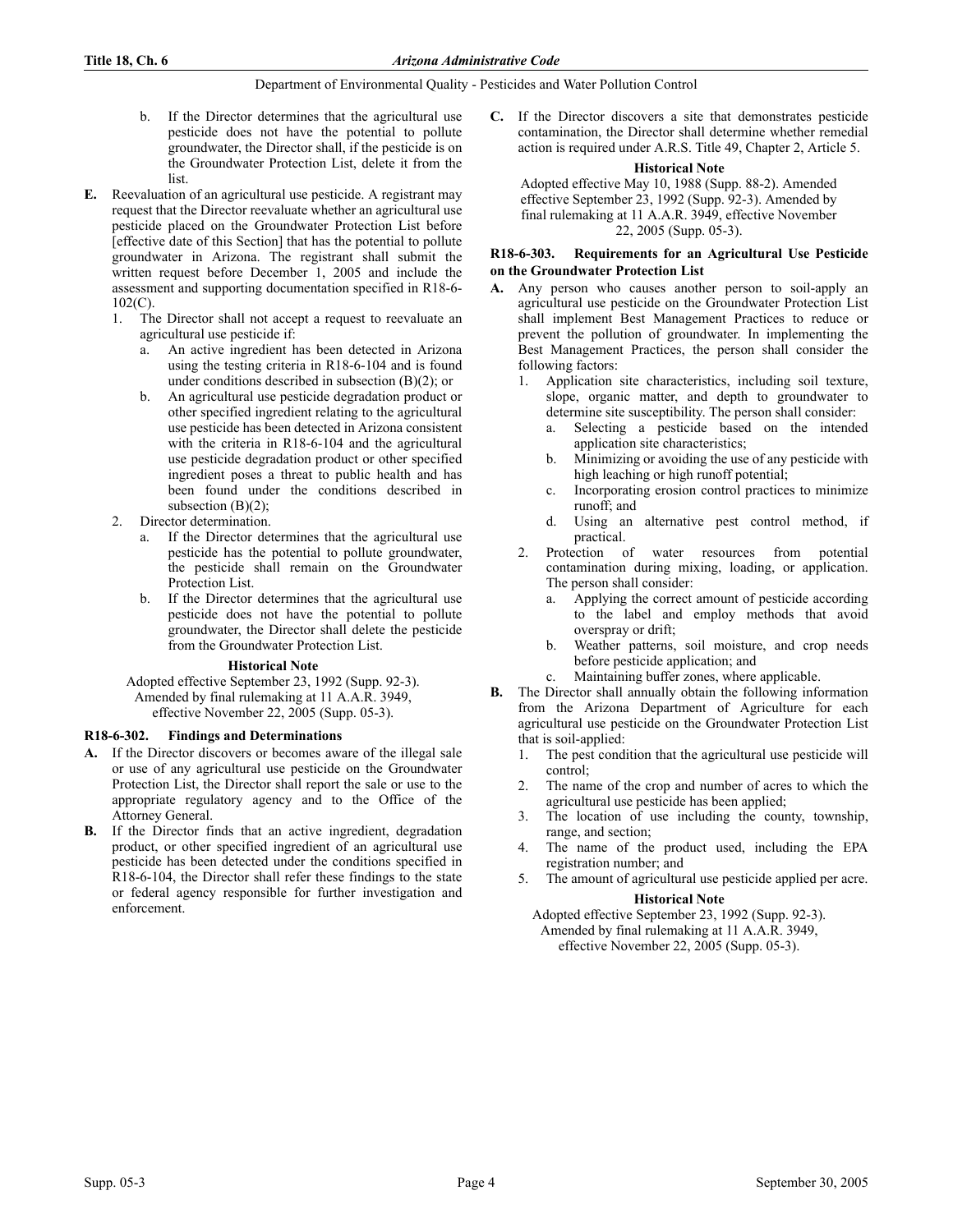b. If the Director determines that the agricultural use pesticide does not have the potential to pollute groundwater, the Director shall, if the pesticide is on the Groundwater Protection List, delete it from the list.

**E.** Reevaluation of an agricultural use pesticide. A registrant may request that the Director reevaluate whether an agricultural use pesticide placed on the Groundwater Protection List before [effective date of this Section] that has the potential to pollute groundwater in Arizona. The registrant shall submit the written request before December 1, 2005 and include the assessment and supporting documentation specified in R18-6-102(C).

1. The Director shall not accept a request to reevaluate an agricultural use pesticide if:
   a. An active ingredient has been detected in Arizona using the testing criteria in R18-6-104 and is found under conditions described in subsection (B)(2); or
   b. An agricultural use pesticide degradation product or other specified ingredient relating to the agricultural use pesticide has been detected in Arizona consistent with the criteria in R18-6-104 and the agricultural use pesticide degradation product or other specified ingredient poses a threat to public health and has been found under the conditions described in subsection (B)(2);
2. Director determination.
   a. If the Director determines that the agricultural use pesticide has the potential to pollute groundwater, the pesticide shall remain on the Groundwater Protection List.
   b. If the Director determines that the agricultural use pesticide does not have the potential to pollute groundwater, the Director shall delete the pesticide from the Groundwater Protection List.

**Historical Note**

Adopted effective September 23, 1992 (Supp. 92-3). Amended by final rulemaking at 11 A.A.R. 3949, effective November 22, 2005 (Supp. 05-3).

### R18-6-302. Findings and Determinations

**A.** If the Director discovers or becomes aware of the illegal sale or use of any agricultural use pesticide on the Groundwater Protection List, the Director shall report the sale or use to the appropriate regulatory agency and to the Office of the Attorney General.

**B.** If the Director finds that an active ingredient, degradation product, or other specified ingredient of an agricultural use pesticide has been detected under the conditions specified in R18-6-104, the Director shall refer these findings to the state or federal agency responsible for further investigation and enforcement.

**C.** If the Director discovers a site that demonstrates pesticide contamination, the Director shall determine whether remedial action is required under A.R.S. Title 49, Chapter 2, Article 5.

**Historical Note**

Adopted effective May 10, 1988 (Supp. 88-2). Amended effective September 23, 1992 (Supp. 92-3). Amended by final rulemaking at 11 A.A.R. 3949, effective November 22, 2005 (Supp. 05-3).

### R18-6-303. Requirements for an Agricultural Use Pesticide on the Groundwater Protection List

**A.** Any person who causes another person to soil-apply an agricultural use pesticide on the Groundwater Protection List shall implement Best Management Practices to reduce or prevent the pollution of groundwater. In implementing the Best Management Practices, the person shall consider the following factors:

1. Application site characteristics, including soil texture, slope, organic matter, and depth to groundwater to determine site susceptibility. The person shall consider:
   a. Selecting a pesticide based on the intended application site characteristics;
   b. Minimizing or avoiding the use of any pesticide with high leaching or high runoff potential;
   c. Incorporating erosion control practices to minimize runoff; and
   d. Using an alternative pest control method, if practical.
2. Protection of water resources from potential contamination during mixing, loading, or application. The person shall consider:
   a. Applying the correct amount of pesticide according to the label and employ methods that avoid overspray or drift;
   b. Weather patterns, soil moisture, and crop needs before pesticide application; and
   c. Maintaining buffer zones, where applicable.

**B.** The Director shall annually obtain the following information from the Arizona Department of Agriculture for each agricultural use pesticide on the Groundwater Protection List that is soil-applied:

1. The pest condition that the agricultural use pesticide will control;
2. The name of the crop and number of acres to which the agricultural use pesticide has been applied;
3. The location of use including the county, township, range, and section;
4. The name of the product used, including the EPA registration number; and
5. The amount of agricultural use pesticide applied per acre.

**Historical Note**

Adopted effective September 23, 1992 (Supp. 92-3). Amended by final rulemaking at 11 A.A.R. 3949, effective November 22, 2005 (Supp. 05-3).